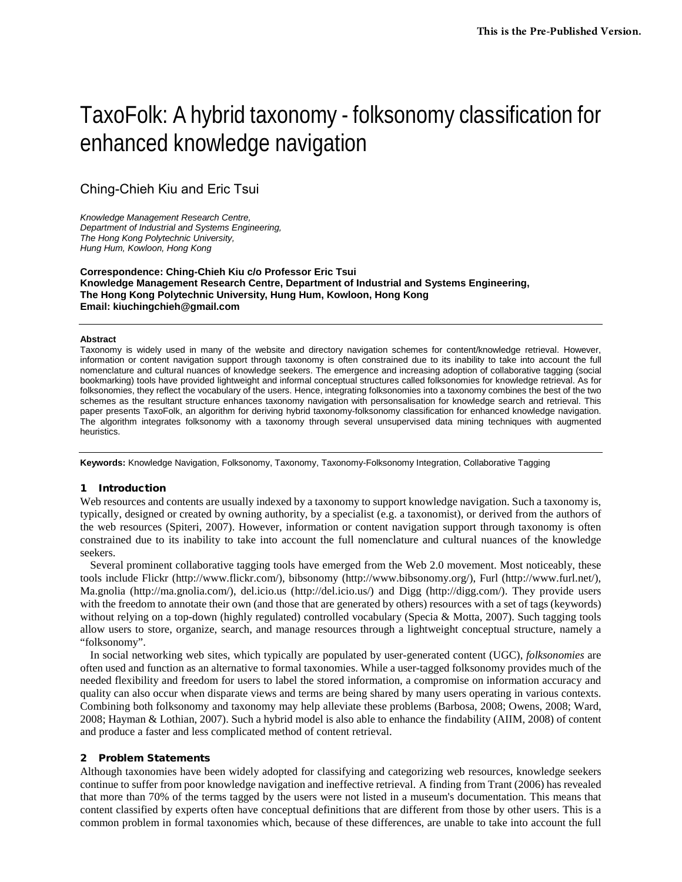This is the Pre-Published Version.

# TaxoFolk: A hybrid taxonomy - folksonomy classification for enhanced knowledge navigation

Ching-Chieh Kiu and Eric Tsui

*Knowledge Management Research Centre,*
*Department of Industrial and Systems Engineering,*
*The Hong Kong Polytechnic University,*
*Hung Hum, Kowloon, Hong Kong*

**Correspondence: Ching-Chieh Kiu c/o Professor Eric Tsui**
**Knowledge Management Research Centre, Department of Industrial and Systems Engineering,**
**The Hong Kong Polytechnic University, Hung Hum, Kowloon, Hong Kong**
**Email: kiuchingchieh@gmail.com**

---

**Abstract**

Taxonomy is widely used in many of the website and directory navigation schemes for content/knowledge retrieval. However, information or content navigation support through taxonomy is often constrained due to its inability to take into account the full nomenclature and cultural nuances of knowledge seekers. The emergence and increasing adoption of collaborative tagging (social bookmarking) tools have provided lightweight and informal conceptual structures called folksonomies for knowledge retrieval. As for folksonomies, they reflect the vocabulary of the users. Hence, integrating folksonomies into a taxonomy combines the best of the two schemes as the resultant structure enhances taxonomy navigation with personalisation for knowledge search and retrieval. This paper presents TaxoFolk, an algorithm for deriving hybrid taxonomy-folksonomy classification for enhanced knowledge navigation. The algorithm integrates folksonomy with a taxonomy through several unsupervised data mining techniques with augmented heuristics.

---

**Keywords:** Knowledge Navigation, Folksonomy, Taxonomy, Taxonomy-Folksonomy Integration, Collaborative Tagging

## 1 Introduction

Web resources and contents are usually indexed by a taxonomy to support knowledge navigation. Such a taxonomy is, typically, designed or created by owning authority, by a specialist (e.g. a taxonomist), or derived from the authors of the web resources (Spiteri, 2007). However, information or content navigation support through taxonomy is often constrained due to its inability to take into account the full nomenclature and cultural nuances of the knowledge seekers.

Several prominent collaborative tagging tools have emerged from the Web 2.0 movement. Most noticeably, these tools include Flickr (http://www.flickr.com/), bibsonomy (http://www.bibsonomy.org/), Furl (http://www.furl.net/), Ma.gnolia (http://ma.gnolia.com/), del.icio.us (http://del.icio.us/) and Digg (http://digg.com/). They provide users with the freedom to annotate their own (and those that are generated by others) resources with a set of tags (keywords) without relying on a top-down (highly regulated) controlled vocabulary (Specia & Motta, 2007). Such tagging tools allow users to store, organize, search, and manage resources through a lightweight conceptual structure, namely a "folksonomy".

In social networking web sites, which typically are populated by user-generated content (UGC), *folksonomies* are often used and function as an alternative to formal taxonomies. While a user-tagged folksonomy provides much of the needed flexibility and freedom for users to label the stored information, a compromise on information accuracy and quality can also occur when disparate views and terms are being shared by many users operating in various contexts. Combining both folksonomy and taxonomy may help alleviate these problems (Barbosa, 2008; Owens, 2008; Ward, 2008; Hayman & Lothian, 2007). Such a hybrid model is also able to enhance the findability (AIIM, 2008) of content and produce a faster and less complicated method of content retrieval.

## 2 Problem Statements

Although taxonomies have been widely adopted for classifying and categorizing web resources, knowledge seekers continue to suffer from poor knowledge navigation and ineffective retrieval. A finding from Trant (2006) has revealed that more than 70% of the terms tagged by the users were not listed in a museum's documentation. This means that content classified by experts often have conceptual definitions that are different from those by other users. This is a common problem in formal taxonomies which, because of these differences, are unable to take into account the full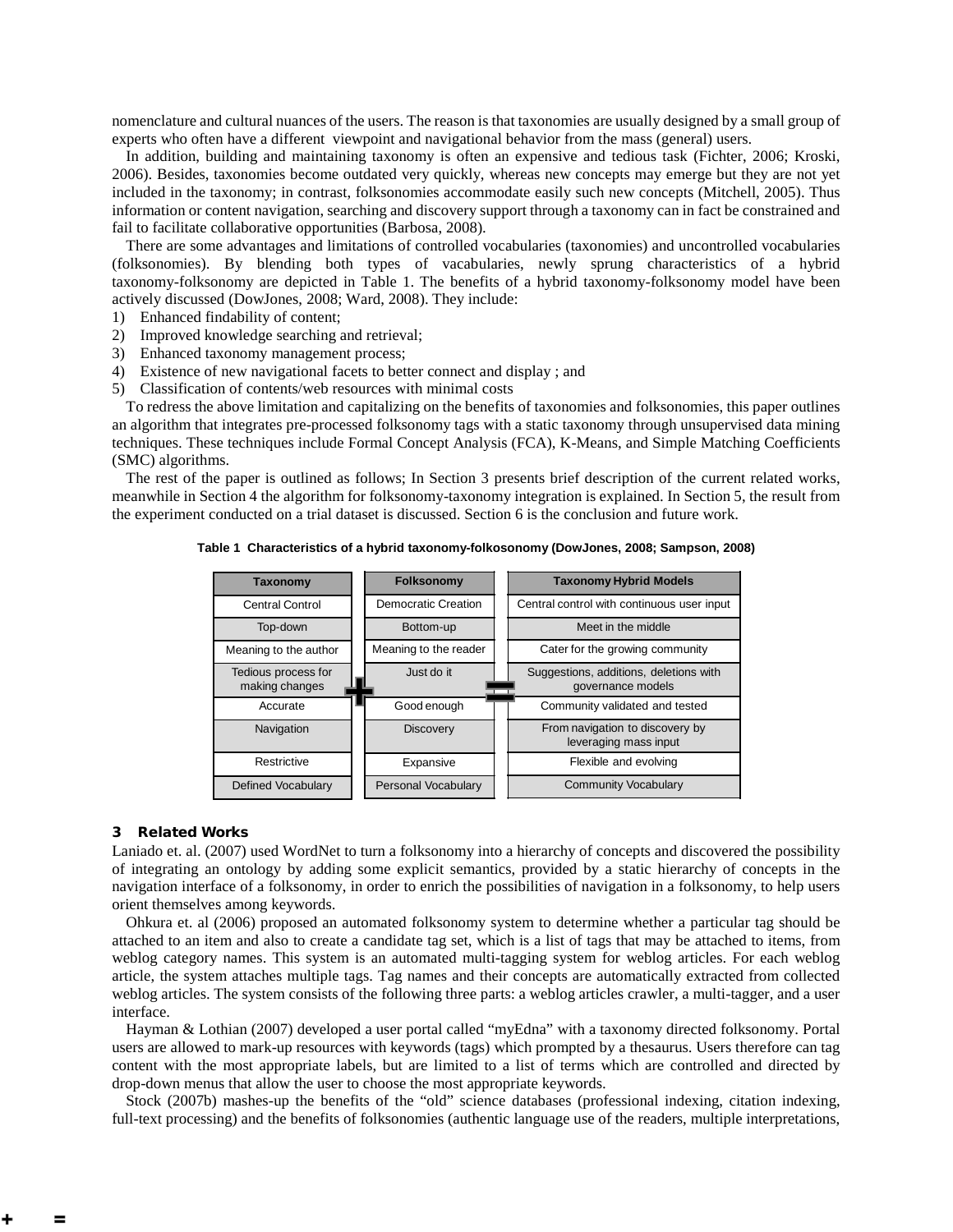nomenclature and cultural nuances of the users. The reason is that taxonomies are usually designed by a small group of experts who often have a different viewpoint and navigational behavior from the mass (general) users.

In addition, building and maintaining taxonomy is often an expensive and tedious task (Fichter, 2006; Kroski, 2006). Besides, taxonomies become outdated very quickly, whereas new concepts may emerge but they are not yet included in the taxonomy; in contrast, folksonomies accommodate easily such new concepts (Mitchell, 2005). Thus information or content navigation, searching and discovery support through a taxonomy can in fact be constrained and fail to facilitate collaborative opportunities (Barbosa, 2008).

There are some advantages and limitations of controlled vocabularies (taxonomies) and uncontrolled vocabularies (folksonomies). By blending both types of vacabularies, newly sprung characteristics of a hybrid taxonomy-folksonomy are depicted in Table 1. The benefits of a hybrid taxonomy-folksonomy model have been actively discussed (DowJones, 2008; Ward, 2008). They include:

1) Enhanced findability of content;
2) Improved knowledge searching and retrieval;
3) Enhanced taxonomy management process;
4) Existence of new navigational facets to better connect and display ; and
5) Classification of contents/web resources with minimal costs

To redress the above limitation and capitalizing on the benefits of taxonomies and folksonomies, this paper outlines an algorithm that integrates pre-processed folksonomy tags with a static taxonomy through unsupervised data mining techniques. These techniques include Formal Concept Analysis (FCA), K-Means, and Simple Matching Coefficients (SMC) algorithms.

The rest of the paper is outlined as follows; In Section 3 presents brief description of the current related works, meanwhile in Section 4 the algorithm for folksonomy-taxonomy integration is explained. In Section 5, the result from the experiment conducted on a trial dataset is discussed. Section 6 is the conclusion and future work.

**Table 1 Characteristics of a hybrid taxonomy-folkosonomy (DowJones, 2008; Sampson, 2008)**

| Taxonomy | | Folksonomy | | Taxonomy Hybrid Models |
|---|---|---|---|---|
| Central Control | | Democratic Creation | | Central control with continuous user input |
| Top-down | | Bottom-up | | Meet in the middle |
| Meaning to the author | | Meaning to the reader | | Cater for the growing community |
| Tedious process for making changes | + | Just do it | = | Suggestions, additions, deletions with governance models |
| Accurate | | Good enough | | Community validated and tested |
| Navigation | | Discovery | | From navigation to discovery by leveraging mass input |
| Restrictive | | Expansive | | Flexible and evolving |
| Defined Vocabulary | | Personal Vocabulary | | Community Vocabulary |

## 3 Related Works

Laniado et. al. (2007) used WordNet to turn a folksonomy into a hierarchy of concepts and discovered the possibility of integrating an ontology by adding some explicit semantics, provided by a static hierarchy of concepts in the navigation interface of a folksonomy, in order to enrich the possibilities of navigation in a folksonomy, to help users orient themselves among keywords.

Ohkura et. al (2006) proposed an automated folksonomy system to determine whether a particular tag should be attached to an item and also to create a candidate tag set, which is a list of tags that may be attached to items, from weblog category names. This system is an automated multi-tagging system for weblog articles. For each weblog article, the system attaches multiple tags. Tag names and their concepts are automatically extracted from collected weblog articles. The system consists of the following three parts: a weblog articles crawler, a multi-tagger, and a user interface.

Hayman & Lothian (2007) developed a user portal called "myEdna" with a taxonomy directed folksonomy. Portal users are allowed to mark-up resources with keywords (tags) which prompted by a thesaurus. Users therefore can tag content with the most appropriate labels, but are limited to a list of terms which are controlled and directed by drop-down menus that allow the user to choose the most appropriate keywords.

Stock (2007b) mashes-up the benefits of the "old" science databases (professional indexing, citation indexing, full-text processing) and the benefits of folksonomies (authentic language use of the readers, multiple interpretations,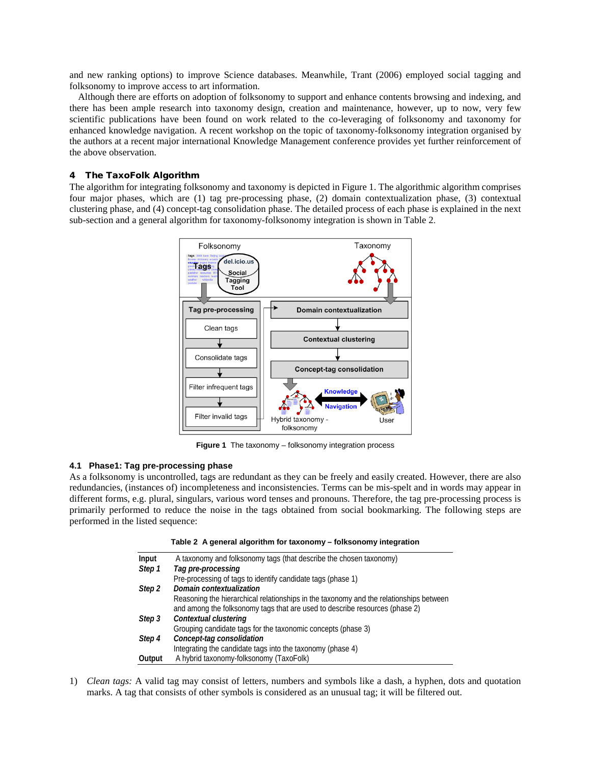and new ranking options) to improve Science databases. Meanwhile, Trant (2006) employed social tagging and folksonomy to improve access to art information.

Although there are efforts on adoption of folksonomy to support and enhance contents browsing and indexing, and there has been ample research into taxonomy design, creation and maintenance, however, up to now, very few scientific publications have been found on work related to the co-leveraging of folksonomy and taxonomy for enhanced knowledge navigation. A recent workshop on the topic of taxonomy-folksonomy integration organised by the authors at a recent major international Knowledge Management conference provides yet further reinforcement of the above observation.

## 4 The TaxoFolk Algorithm

The algorithm for integrating folksonomy and taxonomy is depicted in Figure 1. The algorithmic algorithm comprises four major phases, which are (1) tag pre-processing phase, (2) domain contextualization phase, (3) contextual clustering phase, and (4) concept-tag consolidation phase. The detailed process of each phase is explained in the next sub-section and a general algorithm for taxonomy-folksonomy integration is shown in Table 2.

**Figure 1** The taxonomy – folksonomy integration process

### 4.1 Phase1: Tag pre-processing phase

As a folksonomy is uncontrolled, tags are redundant as they can be freely and easily created. However, there are also redundancies, (instances of) incompleteness and inconsistencies. Terms can be mis-spelt and in words may appear in different forms, e.g. plural, singulars, various word tenses and pronouns. Therefore, the tag pre-processing process is primarily performed to reduce the noise in the tags obtained from social bookmarking. The following steps are performed in the listed sequence:

**Table 2** A general algorithm for taxonomy – folksonomy integration

| | |
|---|---|
| **Input** | A taxonomy and folksonomy tags (that describe the chosen taxonomy) |
| ***Step 1*** | ***Tag pre-processing*** |
| | Pre-processing of tags to identify candidate tags (phase 1) |
| ***Step 2*** | ***Domain contextualization*** |
| | Reasoning the hierarchical relationships in the taxonomy and the relationships between and among the folksonomy tags that are used to describe resources (phase 2) |
| ***Step 3*** | ***Contextual clustering*** |
| | Grouping candidate tags for the taxonomic concepts (phase 3) |
| ***Step 4*** | ***Concept-tag consolidation*** |
| | Integrating the candidate tags into the taxonomy (phase 4) |
| **Output** | A hybrid taxonomy-folksonomy (TaxoFolk) |

1) *Clean tags:* A valid tag may consist of letters, numbers and symbols like a dash, a hyphen, dots and quotation marks. A tag that consists of other symbols is considered as an unusual tag; it will be filtered out.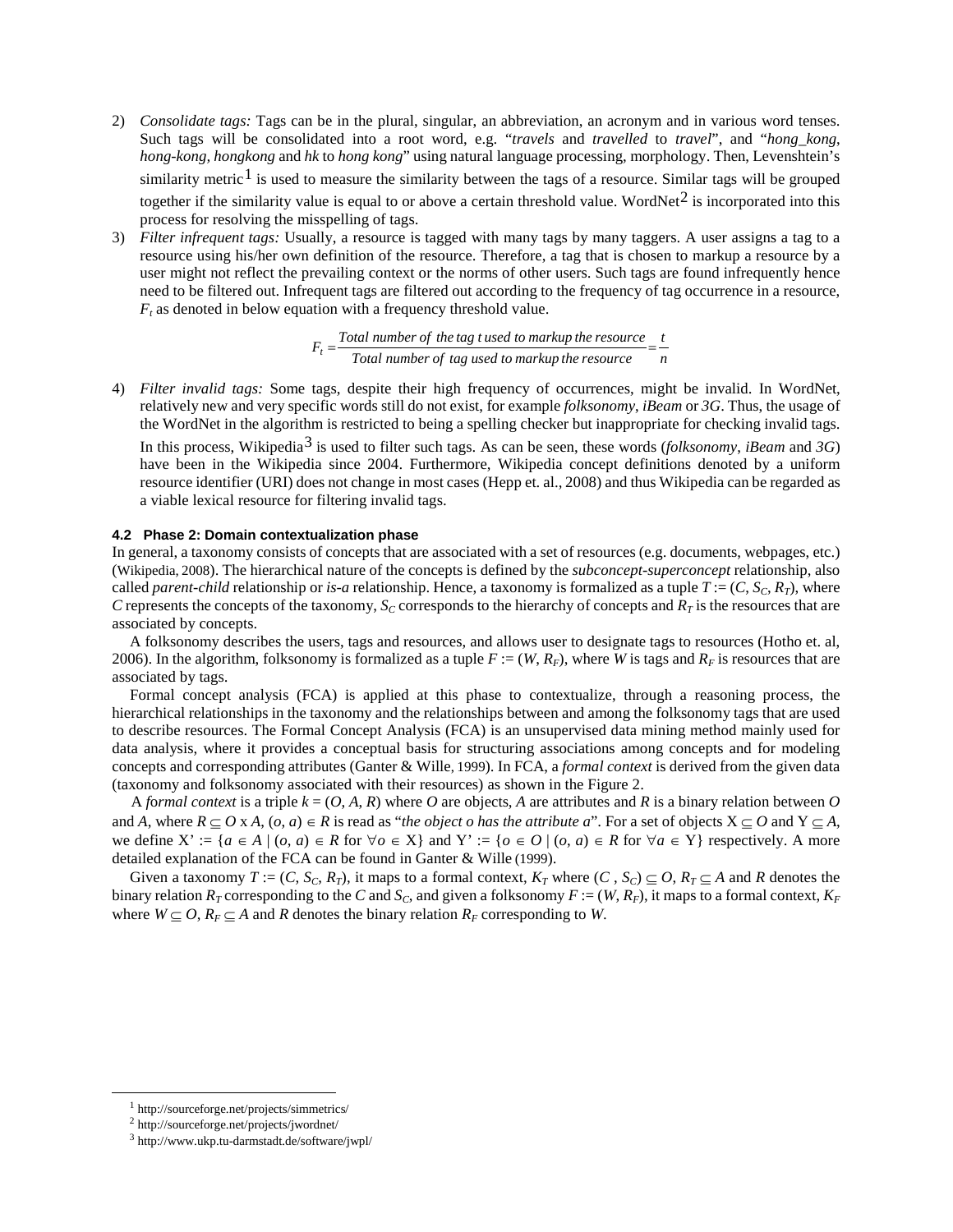2) *Consolidate tags:* Tags can be in the plural, singular, an abbreviation, an acronym and in various word tenses. Such tags will be consolidated into a root word, e.g. "*travels* and *travelled* to *travel*", and "*hong_kong*, *hong-kong*, *hongkong* and *hk* to *hong kong*" using natural language processing, morphology. Then, Levenshtein's similarity metric[1] is used to measure the similarity between the tags of a resource. Similar tags will be grouped together if the similarity value is equal to or above a certain threshold value. WordNet[2] is incorporated into this process for resolving the misspelling of tags.

3) *Filter infrequent tags:* Usually, a resource is tagged with many tags by many taggers. A user assigns a tag to a resource using his/her own definition of the resource. Therefore, a tag that is chosen to markup a resource by a user might not reflect the prevailing context or the norms of other users. Such tags are found infrequently hence need to be filtered out. Infrequent tags are filtered out according to the frequency of tag occurrence in a resource, $F_t$ as denoted in below equation with a frequency threshold value.

$$F_t = \frac{\text{Total number of the tag } t \text{ used to markup the resource}}{\text{Total number of tag used to markup the resource}} = \frac{t}{n}$$

4) *Filter invalid tags:* Some tags, despite their high frequency of occurrences, might be invalid. In WordNet, relatively new and very specific words still do not exist, for example *folksonomy*, *iBeam* or *3G*. Thus, the usage of the WordNet in the algorithm is restricted to being a spelling checker but inappropriate for checking invalid tags. In this process, Wikipedia[3] is used to filter such tags. As can be seen, these words (*folksonomy*, *iBeam* and *3G*) have been in the Wikipedia since 2004. Furthermore, Wikipedia concept definitions denoted by a uniform resource identifier (URI) does not change in most cases (Hepp et. al., 2008) and thus Wikipedia can be regarded as a viable lexical resource for filtering invalid tags.

### 4.2 Phase 2: Domain contextualization phase

In general, a taxonomy consists of concepts that are associated with a set of resources (e.g. documents, webpages, etc.) (Wikipedia, 2008). The hierarchical nature of the concepts is defined by the *subconcept-superconcept* relationship, also called *parent-child* relationship or *is-a* relationship. Hence, a taxonomy is formalized as a tuple $T := (C, S_C, R_T)$, where $C$ represents the concepts of the taxonomy, $S_C$ corresponds to the hierarchy of concepts and $R_T$ is the resources that are associated by concepts.

A folksonomy describes the users, tags and resources, and allows user to designate tags to resources (Hotho et. al, 2006). In the algorithm, folksonomy is formalized as a tuple $F := (W, R_F)$, where $W$ is tags and $R_F$ is resources that are associated by tags.

Formal concept analysis (FCA) is applied at this phase to contextualize, through a reasoning process, the hierarchical relationships in the taxonomy and the relationships between and among the folksonomy tags that are used to describe resources. The Formal Concept Analysis (FCA) is an unsupervised data mining method mainly used for data analysis, where it provides a conceptual basis for structuring associations among concepts and for modeling concepts and corresponding attributes (Ganter & Wille, 1999). In FCA, a *formal context* is derived from the given data (taxonomy and folksonomy associated with their resources) as shown in the Figure 2.

A *formal context* is a triple $k = (O, A, R)$ where $O$ are objects, $A$ are attributes and $R$ is a binary relation between $O$ and $A$, where $R \subseteq O \times A$, $(o, a) \in R$ is read as "*the object o has the attribute a*". For a set of objects $X \subseteq O$ and $Y \subseteq A$, we define $X' := \{a \in A \mid (o, a) \in R \text{ for } \forall o \in X\}$ and $Y' := \{o \in O \mid (o, a) \in R \text{ for } \forall a \in Y\}$ respectively. A more detailed explanation of the FCA can be found in Ganter & Wille (1999).

Given a taxonomy $T := (C, S_C, R_T)$, it maps to a formal context, $K_T$ where $(C, S_C) \subseteq O$, $R_T \subseteq A$ and $R$ denotes the binary relation $R_T$ corresponding to the $C$ and $S_C$, and given a folksonomy $F := (W, R_F)$, it maps to a formal context, $K_F$ where $W \subseteq O$, $R_F \subseteq A$ and $R$ denotes the binary relation $R_F$ corresponding to $W$.

---

[1] http://sourceforge.net/projects/simmetrics/

[2] http://sourceforge.net/projects/jwordnet/

[3] http://www.ukp.tu-darmstadt.de/software/jwpl/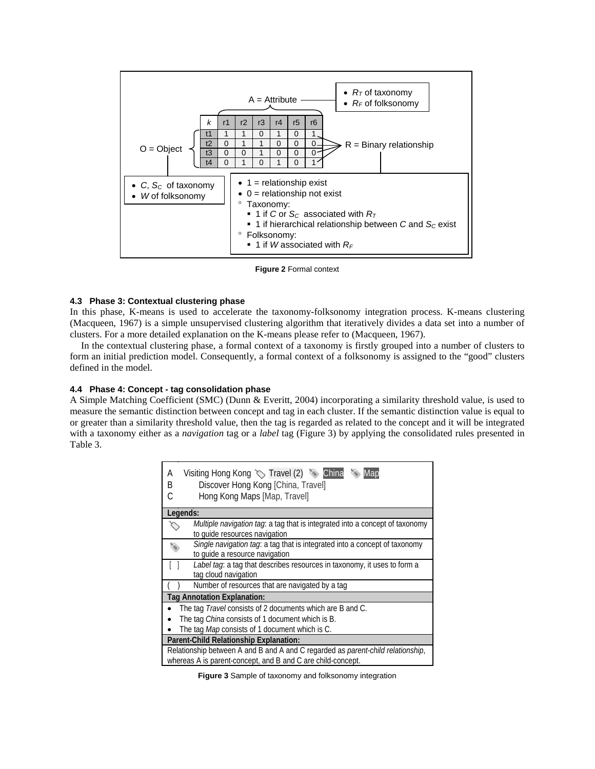| *k* | r1 | r2 | r3 | r4 | r5 | r6 |
|---|---|---|---|---|---|---|
| t1 | 1 | 1 | 0 | 1 | 0 | 1 |
| t2 | 0 | 1 | 1 | 0 | 0 | 0 |
| t3 | 0 | 0 | 1 | 0 | 0 | 0 |
| t4 | 0 | 1 | 0 | 1 | 0 | 1 |

A = Attribute
- $R_T$ of taxonomy
- $R_F$ of folksonomy

O = Object
- $C$, $S_C$ of taxonomy
- $W$ of folksonomy

R = Binary relationship
- 1 = relationship exist
- 0 = relationship not exist
  - Taxonomy:
    - 1 if $C$ or $S_C$ associated with $R_T$
    - 1 if hierarchical relationship between $C$ and $S_C$ exist
  - Folksonomy:
    - 1 if $W$ associated with $R_F$

**Figure 2** Formal context

#### 4.3 Phase 3: Contextual clustering phase

In this phase, K-means is used to accelerate the taxonomy-folksonomy integration process. K-means clustering (Macqueen, 1967) is a simple unsupervised clustering algorithm that iteratively divides a data set into a number of clusters. For a more detailed explanation on the K-means please refer to (Macqueen, 1967).

In the contextual clustering phase, a formal context of a taxonomy is firstly grouped into a number of clusters to form an initial prediction model. Consequently, a formal context of a folksonomy is assigned to the "good" clusters defined in the model.

#### 4.4 Phase 4: Concept - tag consolidation phase

A Simple Matching Coefficient (SMC) (Dunn & Everitt, 2004) incorporating a similarity threshold value, is used to measure the semantic distinction between concept and tag in each cluster. If the semantic distinction value is equal to or greater than a similarity threshold value, then the tag is regarded as related to the concept and it will be integrated with a taxonomy either as a *navigation* tag or a *label* tag (Figure 3) by applying the consolidated rules presented in Table 3.

A Visiting Hong Kong Travel (2) China Map
B Discover Hong Kong [China, Travel]
C Hong Kong Maps [Map, Travel]

| **Legends:** | |
|---|---|
| (multiple tag icon) | *Multiple navigation tag*: a tag that is integrated into a concept of taxonomy to guide resources navigation |
| (single tag icon) | *Single navigation tag*: a tag that is integrated into a concept of taxonomy to guide a resource navigation |
| [ ] | *Label tag*: a tag that describes resources in taxonomy, it uses to form a tag cloud navigation |
| ( ) | Number of resources that are navigated by a tag |

**Tag Annotation Explanation:**
- The tag *Travel* consists of 2 documents which are B and C.
- The tag *China* consists of 1 document which is B.
- The tag *Map* consists of 1 document which is C.

**Parent-Child Relationship Explanation:**
Relationship between A and B and A and C regarded as *parent-child relationship*, whereas A is parent-concept, and B and C are child-concept.

**Figure 3** Sample of taxonomy and folksonomy integration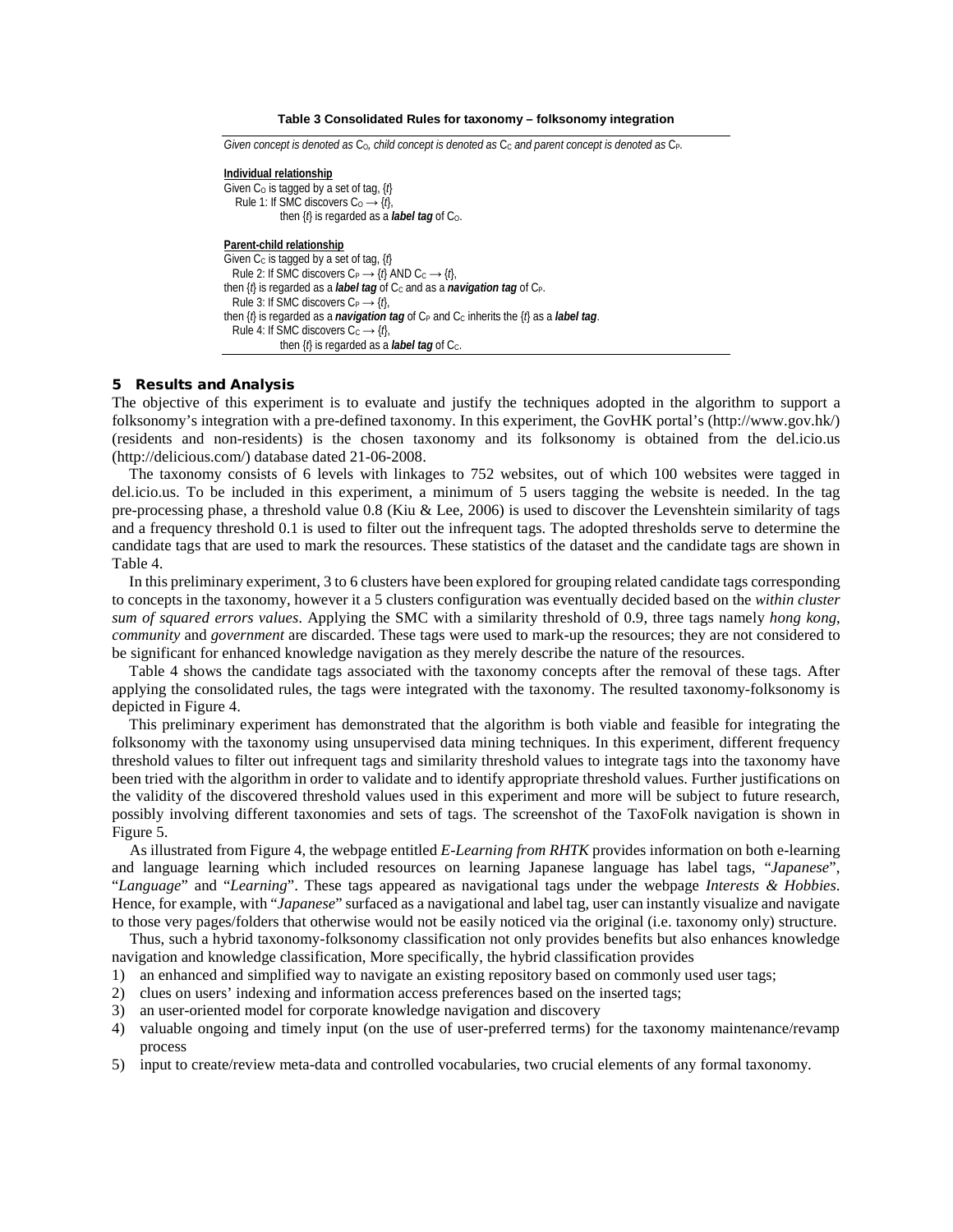**Table 3 Consolidated Rules for taxonomy – folksonomy integration**

*Given concept is denoted as* $C_O$*, child concept is denoted as* $C_C$ *and parent concept is denoted as* $C_P$*.*

**Individual relationship**

Given $C_O$ is tagged by a set of tag, {*t*}

Rule 1: If SMC discovers $C_O \rightarrow \{t\}$,
then {*t*} is regarded as a ***label tag*** of $C_O$.

**Parent-child relationship**

Given $C_C$ is tagged by a set of tag, {*t*}

Rule 2: If SMC discovers $C_P \rightarrow \{t\}$ AND $C_C \rightarrow \{t\}$,
then {*t*} is regarded as a ***label tag*** of $C_C$ and as a ***navigation tag*** of $C_P$.

Rule 3: If SMC discovers $C_P \rightarrow \{t\}$,
then {*t*} is regarded as a ***navigation tag*** of $C_P$ and $C_C$ inherits the {*t*} as a ***label tag***.

Rule 4: If SMC discovers $C_C \rightarrow \{t\}$,
then {*t*} is regarded as a ***label tag*** of $C_C$.

## 5 Results and Analysis

The objective of this experiment is to evaluate and justify the techniques adopted in the algorithm to support a folksonomy's integration with a pre-defined taxonomy. In this experiment, the GovHK portal's (http://www.gov.hk/) (residents and non-residents) is the chosen taxonomy and its folksonomy is obtained from the del.icio.us (http://delicious.com/) database dated 21-06-2008.

The taxonomy consists of 6 levels with linkages to 752 websites, out of which 100 websites were tagged in del.icio.us. To be included in this experiment, a minimum of 5 users tagging the website is needed. In the tag pre-processing phase, a threshold value 0.8 (Kiu & Lee, 2006) is used to discover the Levenshtein similarity of tags and a frequency threshold 0.1 is used to filter out the infrequent tags. The adopted thresholds serve to determine the candidate tags that are used to mark the resources. These statistics of the dataset and the candidate tags are shown in Table 4.

In this preliminary experiment, 3 to 6 clusters have been explored for grouping related candidate tags corresponding to concepts in the taxonomy, however it a 5 clusters configuration was eventually decided based on the *within cluster sum of squared errors values*. Applying the SMC with a similarity threshold of 0.9, three tags namely *hong kong*, *community* and *government* are discarded. These tags were used to mark-up the resources; they are not considered to be significant for enhanced knowledge navigation as they merely describe the nature of the resources.

Table 4 shows the candidate tags associated with the taxonomy concepts after the removal of these tags. After applying the consolidated rules, the tags were integrated with the taxonomy. The resulted taxonomy-folksonomy is depicted in Figure 4.

This preliminary experiment has demonstrated that the algorithm is both viable and feasible for integrating the folksonomy with the taxonomy using unsupervised data mining techniques. In this experiment, different frequency threshold values to filter out infrequent tags and similarity threshold values to integrate tags into the taxonomy have been tried with the algorithm in order to validate and to identify appropriate threshold values. Further justifications on the validity of the discovered threshold values used in this experiment and more will be subject to future research, possibly involving different taxonomies and sets of tags. The screenshot of the TaxoFolk navigation is shown in Figure 5.

As illustrated from Figure 4, the webpage entitled *E-Learning from RHTK* provides information on both e-learning and language learning which included resources on learning Japanese language has label tags, "*Japanese*", "*Language*" and "*Learning*". These tags appeared as navigational tags under the webpage *Interests & Hobbies*. Hence, for example, with "*Japanese*" surfaced as a navigational and label tag, user can instantly visualize and navigate to those very pages/folders that otherwise would not be easily noticed via the original (i.e. taxonomy only) structure.

Thus, such a hybrid taxonomy-folksonomy classification not only provides benefits but also enhances knowledge navigation and knowledge classification, More specifically, the hybrid classification provides

1) an enhanced and simplified way to navigate an existing repository based on commonly used user tags;
2) clues on users' indexing and information access preferences based on the inserted tags;
3) an user-oriented model for corporate knowledge navigation and discovery
4) valuable ongoing and timely input (on the use of user-preferred terms) for the taxonomy maintenance/revamp process
5) input to create/review meta-data and controlled vocabularies, two crucial elements of any formal taxonomy.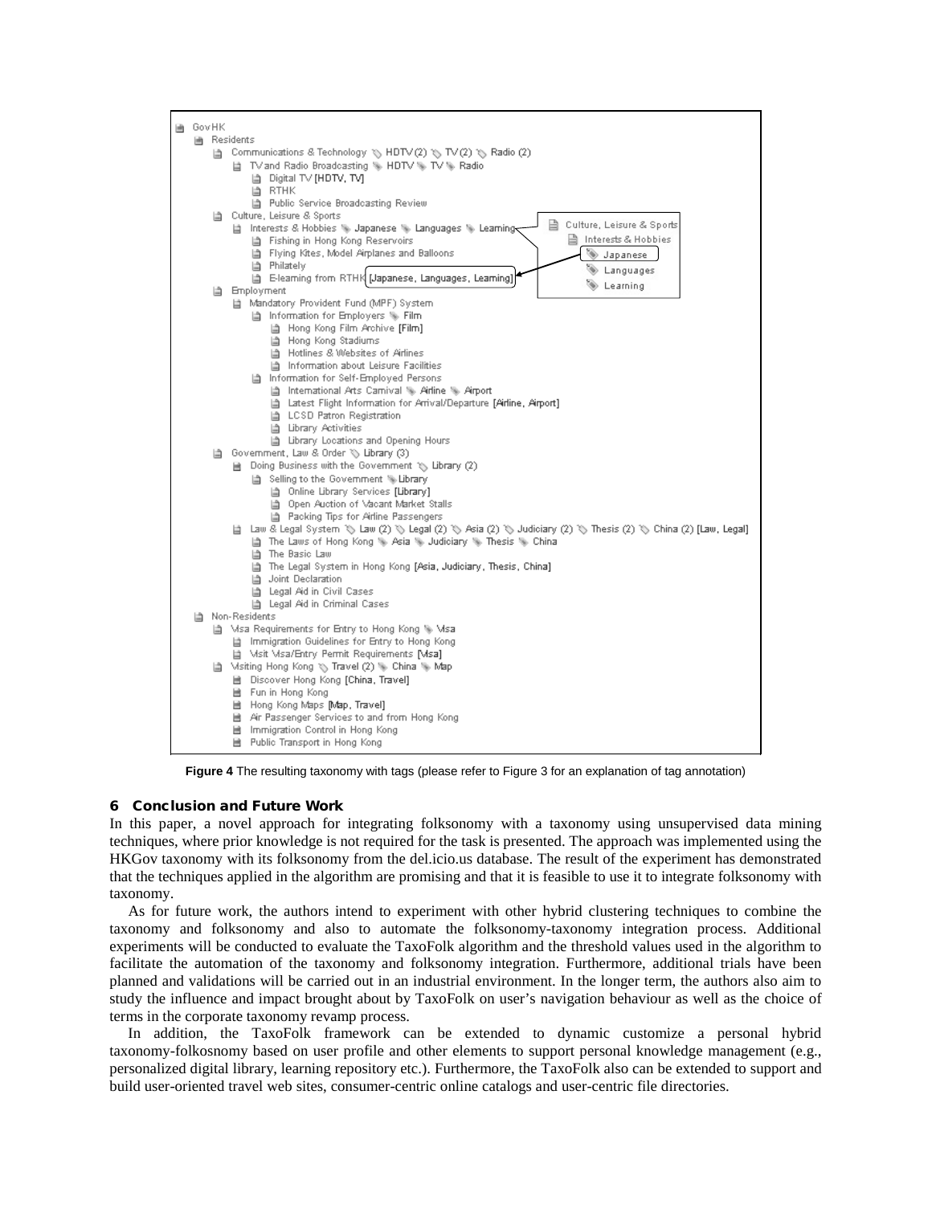- GovHK
  - Residents
    - Communications & Technology HDTV (2) TV (2) Radio (2)
      - TV and Radio Broadcasting HDTV TV Radio
        - Digital TV [HDTV, TV]
        - RTHK
        - Public Service Broadcasting Review
    - Culture, Leisure & Sports
      - Interests & Hobbies Japanese Languages Learning
        - Fishing in Hong Kong Reservoirs
        - Flying Kites, Model Airplanes and Balloons
        - Philately
        - E-learning from RTHK [Japanese, Languages, Learning]
    - Employment
      - Mandatory Provident Fund (MPF) System
        - Information for Employers Film
          - Hong Kong Film Archive [Film]
          - Hong Kong Stadiums
          - Hotlines & Websites of Airlines
          - Information about Leisure Facilities
        - Information for Self-Employed Persons
          - International Arts Carnival Airline Airport
          - Latest Flight Information for Arrival/Departure [Airline, Airport]
          - LCSD Patron Registration
          - Library Activities
          - Library Locations and Opening Hours
    - Government, Law & Order Library (3)
      - Doing Business with the Government Library (2)
        - Selling to the Government Library
          - Online Library Services [Library]
          - Open Auction of Vacant Market Stalls
          - Packing Tips for Airline Passengers
      - Law & Legal System Law (2) Legal (2) Asia (2) Judiciary (2) Thesis (2) China (2) [Law, Legal]
        - The Laws of Hong Kong Asia Judiciary Thesis China
        - The Basic Law
        - The Legal System in Hong Kong [Asia, Judiciary, Thesis, China]
        - Joint Declaration
        - Legal Aid in Civil Cases
        - Legal Aid in Criminal Cases
  - Non-Residents
    - Visa Requirements for Entry to Hong Kong Visa
      - Immigration Guidelines for Entry to Hong Kong
      - Visit Visa/Entry Permit Requirements [Visa]
    - Visiting Hong Kong Travel (2) China Map
      - Discover Hong Kong [China, Travel]
      - Fun in Hong Kong
      - Hong Kong Maps [Map, Travel]
      - Air Passenger Services to and from Hong Kong
      - Immigration Control in Hong Kong
      - Public Transport in Hong Kong

(Inset: Culture, Leisure & Sports → Interests & Hobbies → Japanese, Languages, Learning)

**Figure 4** The resulting taxonomy with tags (please refer to Figure 3 for an explanation of tag annotation)

## 6 Conclusion and Future Work

In this paper, a novel approach for integrating folksonomy with a taxonomy using unsupervised data mining techniques, where prior knowledge is not required for the task is presented. The approach was implemented using the HKGov taxonomy with its folksonomy from the del.icio.us database. The result of the experiment has demonstrated that the techniques applied in the algorithm are promising and that it is feasible to use it to integrate folksonomy with taxonomy.

As for future work, the authors intend to experiment with other hybrid clustering techniques to combine the taxonomy and folksonomy and also to automate the folksonomy-taxonomy integration process. Additional experiments will be conducted to evaluate the TaxoFolk algorithm and the threshold values used in the algorithm to facilitate the automation of the taxonomy and folksonomy integration. Furthermore, additional trials have been planned and validations will be carried out in an industrial environment. In the longer term, the authors also aim to study the influence and impact brought about by TaxoFolk on user's navigation behaviour as well as the choice of terms in the corporate taxonomy revamp process.

In addition, the TaxoFolk framework can be extended to dynamic customize a personal hybrid taxonomy-folkosnomy based on user profile and other elements to support personal knowledge management (e.g., personalized digital library, learning repository etc.). Furthermore, the TaxoFolk also can be extended to support and build user-oriented travel web sites, consumer-centric online catalogs and user-centric file directories.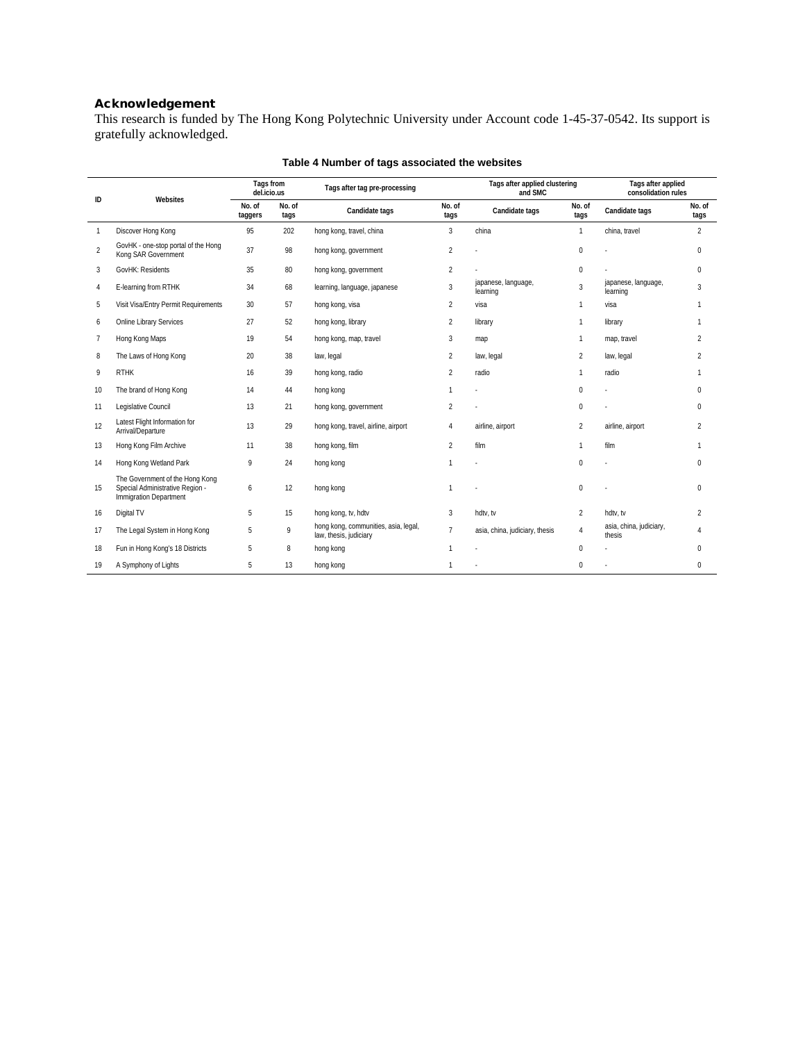### Acknowledgement

This research is funded by The Hong Kong Polytechnic University under Account code 1-45-37-0542. Its support is gratefully acknowledged.

**Table 4 Number of tags associated the websites**

| ID | Websites | Tags from del.icio.us | | Tags after tag pre-processing | | Tags after applied clustering and SMC | | Tags after applied consolidation rules | |
|---|---|---|---|---|---|---|---|---|---|
| | | No. of taggers | No. of tags | Candidate tags | No. of tags | Candidate tags | No. of tags | Candidate tags | No. of tags |
| 1 | Discover Hong Kong | 95 | 202 | hong kong, travel, china | 3 | china | 1 | china, travel | 2 |
| 2 | GovHK - one-stop portal of the Hong Kong SAR Government | 37 | 98 | hong kong, government | 2 | - | 0 | - | 0 |
| 3 | GovHK: Residents | 35 | 80 | hong kong, government | 2 | - | 0 | - | 0 |
| 4 | E-learning from RTHK | 34 | 68 | learning, language, japanese | 3 | japanese, language, learning | 3 | japanese, language, learning | 3 |
| 5 | Visit Visa/Entry Permit Requirements | 30 | 57 | hong kong, visa | 2 | visa | 1 | visa | 1 |
| 6 | Online Library Services | 27 | 52 | hong kong, library | 2 | library | 1 | library | 1 |
| 7 | Hong Kong Maps | 19 | 54 | hong kong, map, travel | 3 | map | 1 | map, travel | 2 |
| 8 | The Laws of Hong Kong | 20 | 38 | law, legal | 2 | law, legal | 2 | law, legal | 2 |
| 9 | RTHK | 16 | 39 | hong kong, radio | 2 | radio | 1 | radio | 1 |
| 10 | The brand of Hong Kong | 14 | 44 | hong kong | 1 | - | 0 | - | 0 |
| 11 | Legislative Council | 13 | 21 | hong kong, government | 2 | - | 0 | - | 0 |
| 12 | Latest Flight Information for Arrival/Departure | 13 | 29 | hong kong, travel, airline, airport | 4 | airline, airport | 2 | airline, airport | 2 |
| 13 | Hong Kong Film Archive | 11 | 38 | hong kong, film | 2 | film | 1 | film | 1 |
| 14 | Hong Kong Wetland Park | 9 | 24 | hong kong | 1 | - | 0 | - | 0 |
| 15 | The Government of the Hong Kong Special Administrative Region - Immigration Department | 6 | 12 | hong kong | 1 | - | 0 | - | 0 |
| 16 | Digital TV | 5 | 15 | hong kong, tv, hdtv | 3 | hdtv, tv | 2 | hdtv, tv | 2 |
| 17 | The Legal System in Hong Kong | 5 | 9 | hong kong, communities, asia, legal, law, thesis, judiciary | 7 | asia, china, judiciary, thesis | 4 | asia, china, judiciary, thesis | 4 |
| 18 | Fun in Hong Kong's 18 Districts | 5 | 8 | hong kong | 1 | - | 0 | - | 0 |
| 19 | A Symphony of Lights | 5 | 13 | hong kong | 1 | - | 0 | - | 0 |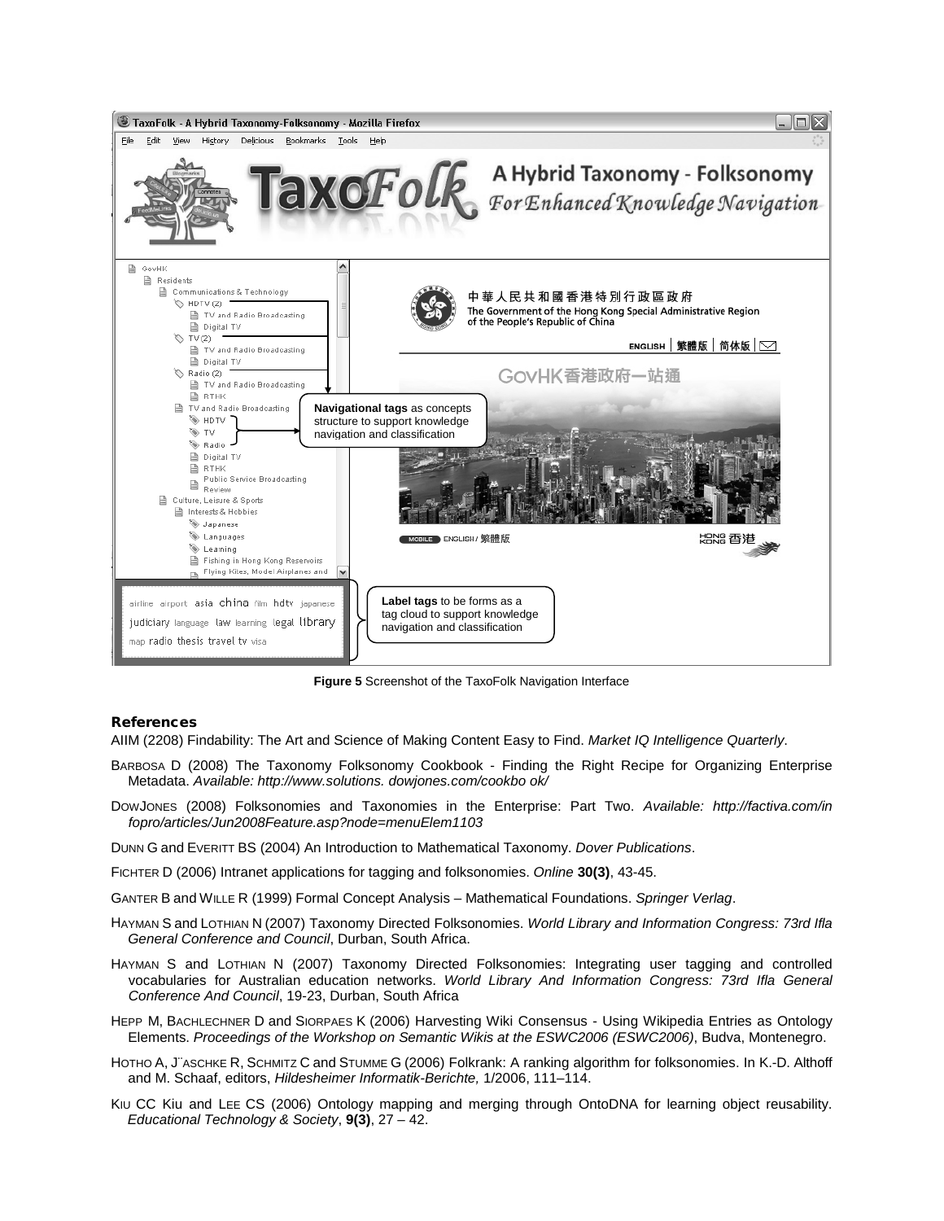**Figure 5** Screenshot of the TaxoFolk Navigation Interface

## References

AIIM (2208) Findability: The Art and Science of Making Content Easy to Find. *Market IQ Intelligence Quarterly*.

BARBOSA D (2008) The Taxonomy Folksonomy Cookbook - Finding the Right Recipe for Organizing Enterprise Metadata. *Available: http://www.solutions. dowjones.com/cookbo ok/*

DOWJONES (2008) Folksonomies and Taxonomies in the Enterprise: Part Two. *Available: http://factiva.com/in fopro/articles/Jun2008Feature.asp?node=menuElem1103*

DUNN G and EVERITT BS (2004) An Introduction to Mathematical Taxonomy. *Dover Publications*.

FICHTER D (2006) Intranet applications for tagging and folksonomies. *Online* **30(3)**, 43-45.

GANTER B and WILLE R (1999) Formal Concept Analysis – Mathematical Foundations. *Springer Verlag*.

HAYMAN S and LOTHIAN N (2007) Taxonomy Directed Folksonomies. *World Library and Information Congress: 73rd Ifla General Conference and Council*, Durban, South Africa.

HAYMAN S and LOTHIAN N (2007) Taxonomy Directed Folksonomies: Integrating user tagging and controlled vocabularies for Australian education networks. *World Library And Information Congress: 73rd Ifla General Conference And Council*, 19-23, Durban, South Africa

HEPP M, BACHLECHNER D and SIORPAES K (2006) Harvesting Wiki Consensus - Using Wikipedia Entries as Ontology Elements. *Proceedings of the Workshop on Semantic Wikis at the ESWC2006 (ESWC2006)*, Budva, Montenegro.

HOTHO A, J¨ASCHKE R, SCHMITZ C and STUMME G (2006) Folkrank: A ranking algorithm for folksonomies. In K.-D. Althoff and M. Schaaf, editors, *Hildesheimer Informatik-Berichte,* 1/2006, 111–114.

KIU CC Kiu and LEE CS (2006) Ontology mapping and merging through OntoDNA for learning object reusability. *Educational Technology & Society*, **9(3)**, 27 – 42.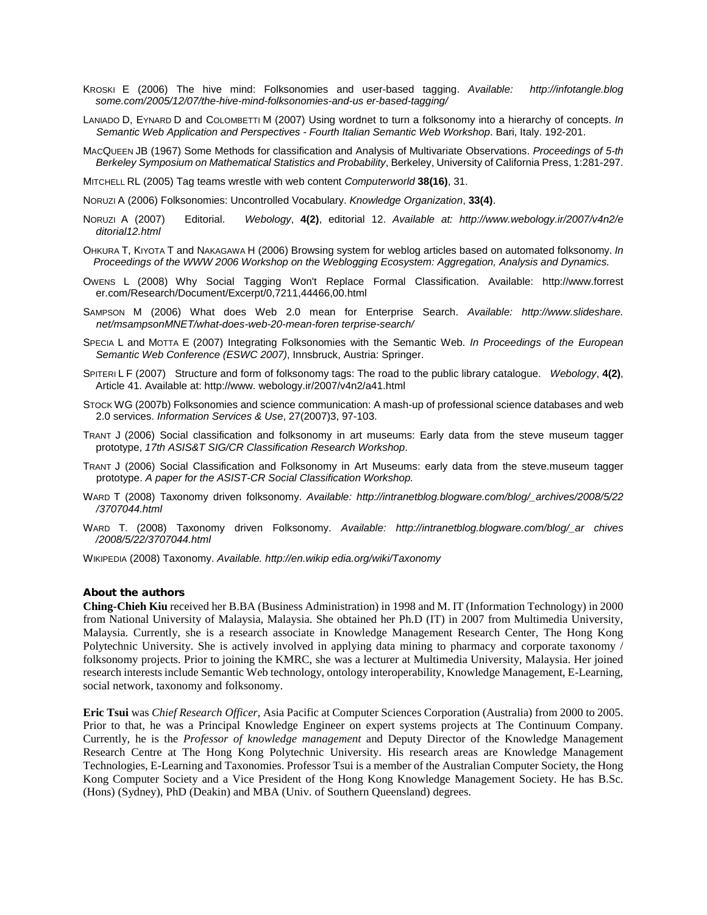KROSKI E (2006) The hive mind: Folksonomies and user-based tagging. *Available: http://infotangle.blogsome.com/2005/12/07/the-hive-mind-folksonomies-and-us er-based-tagging/*

LANIADO D, EYNARD D and COLOMBETTI M (2007) Using wordnet to turn a folksonomy into a hierarchy of concepts. *In Semantic Web Application and Perspectives - Fourth Italian Semantic Web Workshop*. Bari, Italy. 192-201.

MACQUEEN JB (1967) Some Methods for classification and Analysis of Multivariate Observations. *Proceedings of 5-th Berkeley Symposium on Mathematical Statistics and Probability*, Berkeley, University of California Press, 1:281-297.

MITCHELL RL (2005) Tag teams wrestle with web content *Computerworld* **38(16)**, 31.

NORUZI A (2006) Folksonomies: Uncontrolled Vocabulary. *Knowledge Organization*, **33(4)**.

NORUZI A (2007) Editorial. *Webology*, **4(2)**, editorial 12. *Available at: http://www.webology.ir/2007/v4n2/editorial12.html*

OHKURA T, KIYOTA T and NAKAGAWA H (2006) Browsing system for weblog articles based on automated folksonomy. *In Proceedings of the WWW 2006 Workshop on the Weblogging Ecosystem: Aggregation, Analysis and Dynamics.*

OWENS L (2008) Why Social Tagging Won't Replace Formal Classification. Available: http://www.forrester.com/Research/Document/Excerpt/0,7211,44466,00.html

SAMPSON M (2006) What does Web 2.0 mean for Enterprise Search. *Available: http://www.slideshare.net/msampsonMNET/what-does-web-20-mean-foren terprise-search/*

SPECIA L and MOTTA E (2007) Integrating Folksonomies with the Semantic Web. *In Proceedings of the European Semantic Web Conference (ESWC 2007)*, Innsbruck, Austria: Springer.

SPITERI L F (2007) Structure and form of folksonomy tags: The road to the public library catalogue. *Webology*, **4(2)**, Article 41. Available at: http://www. webology.ir/2007/v4n2/a41.html

STOCK WG (2007b) Folksonomies and science communication: A mash-up of professional science databases and web 2.0 services. *Information Services & Use*, 27(2007)3, 97-103.

TRANT J (2006) Social classification and folksonomy in art museums: Early data from the steve museum tagger prototype, *17th ASIS&T SIG/CR Classification Research Workshop*.

TRANT J (2006) Social Classification and Folksonomy in Art Museums: early data from the steve.museum tagger prototype. *A paper for the ASIST-CR Social Classification Workshop.*

WARD T (2008) Taxonomy driven folksonomy. *Available: http://intranetblog.blogware.com/blog/_archives/2008/5/22/3707044.html*

WARD T. (2008) Taxonomy driven Folksonomy. *Available: http://intranetblog.blogware.com/blog/_ar chives/2008/5/22/3707044.html*

WIKIPEDIA (2008) Taxonomy. *Available. http://en.wikip edia.org/wiki/Taxonomy*

**About the authors**

**Ching-Chieh Kiu** received her B.BA (Business Administration) in 1998 and M. IT (Information Technology) in 2000 from National University of Malaysia, Malaysia. She obtained her Ph.D (IT) in 2007 from Multimedia University, Malaysia. Currently, she is a research associate in Knowledge Management Research Center, The Hong Kong Polytechnic University. She is actively involved in applying data mining to pharmacy and corporate taxonomy / folksonomy projects. Prior to joining the KMRC, she was a lecturer at Multimedia University, Malaysia. Her joined research interests include Semantic Web technology, ontology interoperability, Knowledge Management, E-Learning, social network, taxonomy and folksonomy.

**Eric Tsui** was *Chief Research Officer*, Asia Pacific at Computer Sciences Corporation (Australia) from 2000 to 2005. Prior to that, he was a Principal Knowledge Engineer on expert systems projects at The Continuum Company. Currently, he is the *Professor of knowledge management* and Deputy Director of the Knowledge Management Research Centre at The Hong Kong Polytechnic University. His research areas are Knowledge Management Technologies, E-Learning and Taxonomies. Professor Tsui is a member of the Australian Computer Society, the Hong Kong Computer Society and a Vice President of the Hong Kong Knowledge Management Society. He has B.Sc. (Hons) (Sydney), PhD (Deakin) and MBA (Univ. of Southern Queensland) degrees.